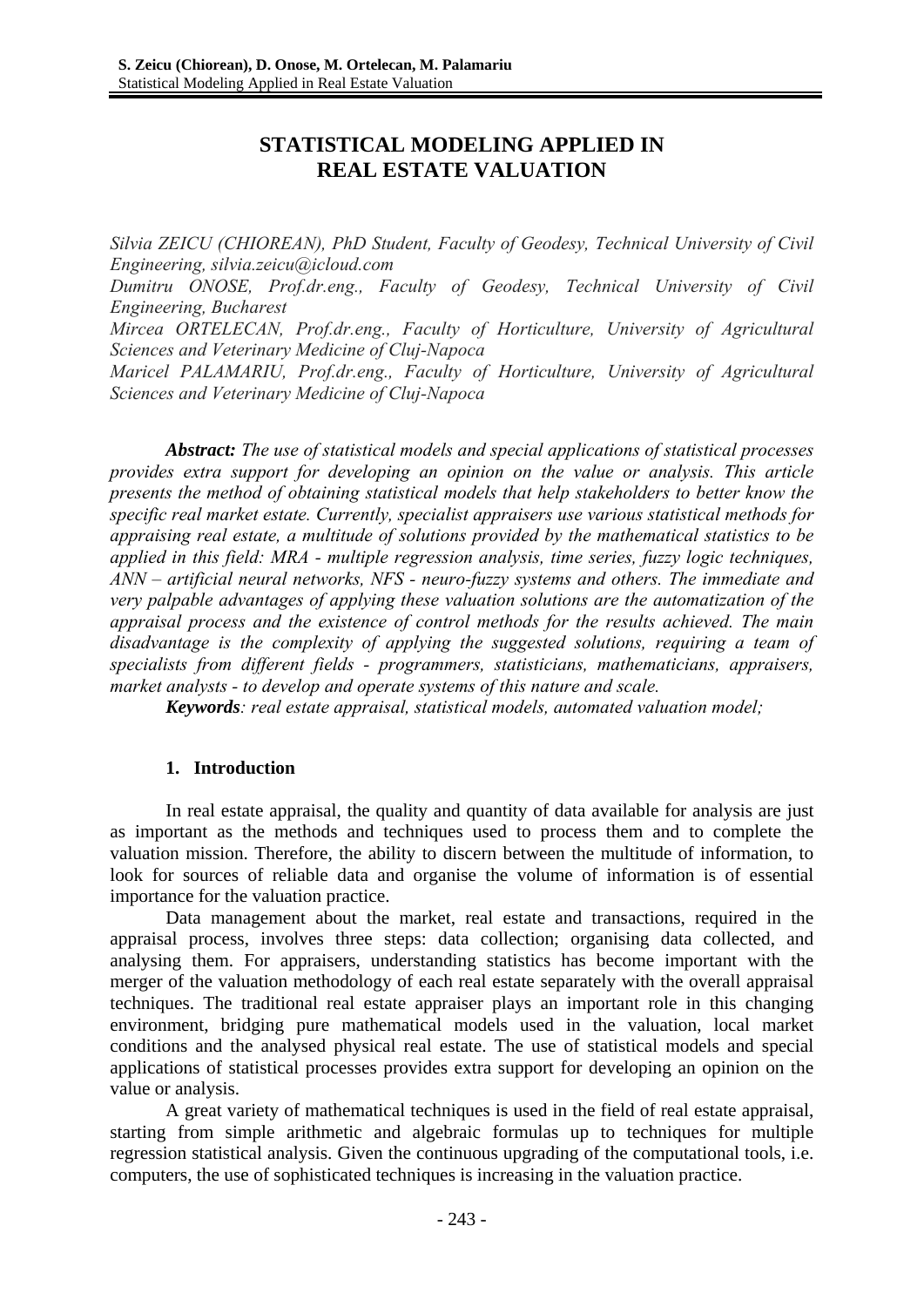# STATISTICAL MODELING APPLIED IN REAL ESTATE VALUATION

*Silvia ZEICU (CHIOREAN), PhD Student, Faculty of Geodesy, Technical University of Civil Engineering, silvia.zeicu@icloud.com*

*Dumitru ONOSE, Prof.dr.eng., Faculty of Geodesy, Technical University of Civil Engineering, Bucharest*

*Mircea ORTELECAN, Prof.dr.eng., Faculty of Horticulture, University of Agricultural Sciences and Veterinary Medicine of Cluj-Napoca*

*Maricel PALAMARIU, Prof.dr.eng., Faculty of Horticulture, University of Agricultural Sciences and Veterinary Medicine of Cluj-Napoca*

***Abstract:*** *The use of statistical models and special applications of statistical processes provides extra support for developing an opinion on the value or analysis. This article presents the method of obtaining statistical models that help stakeholders to better know the specific real market estate. Currently, specialist appraisers use various statistical methods for appraising real estate, a multitude of solutions provided by the mathematical statistics to be applied in this field: MRA - multiple regression analysis, time series, fuzzy logic techniques, ANN – artificial neural networks, NFS - neuro-fuzzy systems and others. The immediate and very palpable advantages of applying these valuation solutions are the automatization of the appraisal process and the existence of control methods for the results achieved. The main disadvantage is the complexity of applying the suggested solutions, requiring a team of specialists from different fields - programmers, statisticians, mathematicians, appraisers, market analysts - to develop and operate systems of this nature and scale.*

***Keywords****: real estate appraisal, statistical models, automated valuation model;*

## 1. Introduction

In real estate appraisal, the quality and quantity of data available for analysis are just as important as the methods and techniques used to process them and to complete the valuation mission. Therefore, the ability to discern between the multitude of information, to look for sources of reliable data and organise the volume of information is of essential importance for the valuation practice.

Data management about the market, real estate and transactions, required in the appraisal process, involves three steps: data collection; organising data collected, and analysing them. For appraisers, understanding statistics has become important with the merger of the valuation methodology of each real estate separately with the overall appraisal techniques. The traditional real estate appraiser plays an important role in this changing environment, bridging pure mathematical models used in the valuation, local market conditions and the analysed physical real estate. The use of statistical models and special applications of statistical processes provides extra support for developing an opinion on the value or analysis.

A great variety of mathematical techniques is used in the field of real estate appraisal, starting from simple arithmetic and algebraic formulas up to techniques for multiple regression statistical analysis. Given the continuous upgrading of the computational tools, i.e. computers, the use of sophisticated techniques is increasing in the valuation practice.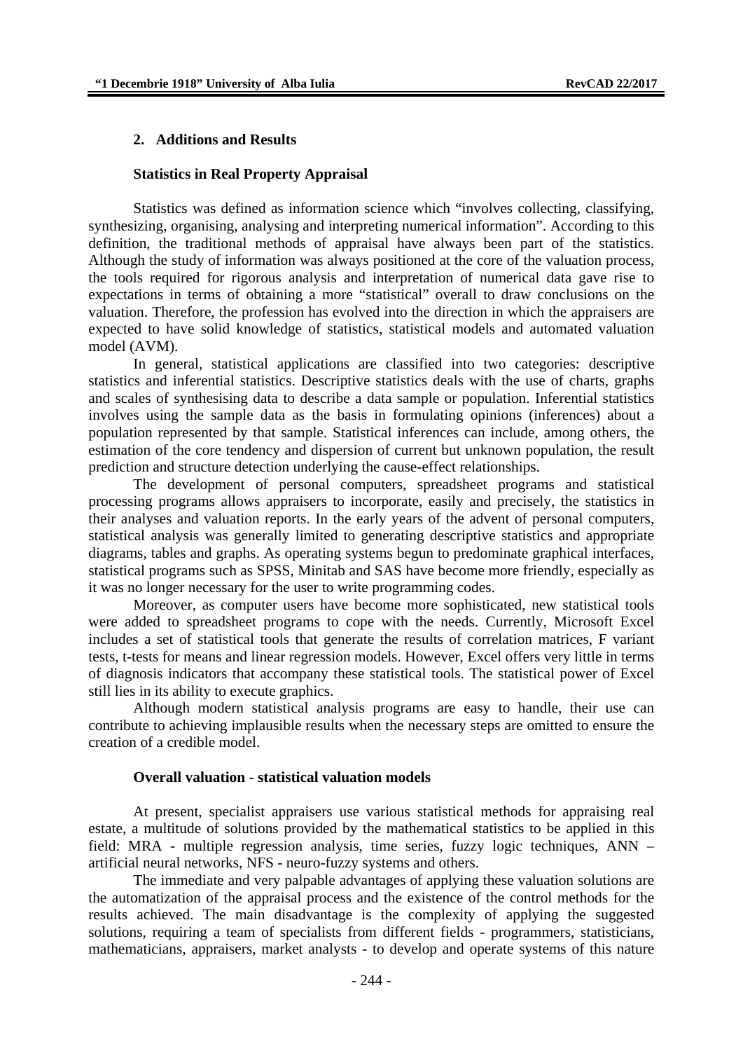## 2. Additions and Results

### Statistics in Real Property Appraisal

Statistics was defined as information science which "involves collecting, classifying, synthesizing, organising, analysing and interpreting numerical information". According to this definition, the traditional methods of appraisal have always been part of the statistics. Although the study of information was always positioned at the core of the valuation process, the tools required for rigorous analysis and interpretation of numerical data gave rise to expectations in terms of obtaining a more "statistical" overall to draw conclusions on the valuation. Therefore, the profession has evolved into the direction in which the appraisers are expected to have solid knowledge of statistics, statistical models and automated valuation model (AVM).

In general, statistical applications are classified into two categories: descriptive statistics and inferential statistics. Descriptive statistics deals with the use of charts, graphs and scales of synthesising data to describe a data sample or population. Inferential statistics involves using the sample data as the basis in formulating opinions (inferences) about a population represented by that sample. Statistical inferences can include, among others, the estimation of the core tendency and dispersion of current but unknown population, the result prediction and structure detection underlying the cause-effect relationships.

The development of personal computers, spreadsheet programs and statistical processing programs allows appraisers to incorporate, easily and precisely, the statistics in their analyses and valuation reports. In the early years of the advent of personal computers, statistical analysis was generally limited to generating descriptive statistics and appropriate diagrams, tables and graphs. As operating systems begun to predominate graphical interfaces, statistical programs such as SPSS, Minitab and SAS have become more friendly, especially as it was no longer necessary for the user to write programming codes.

Moreover, as computer users have become more sophisticated, new statistical tools were added to spreadsheet programs to cope with the needs. Currently, Microsoft Excel includes a set of statistical tools that generate the results of correlation matrices, F variant tests, t-tests for means and linear regression models. However, Excel offers very little in terms of diagnosis indicators that accompany these statistical tools. The statistical power of Excel still lies in its ability to execute graphics.

Although modern statistical analysis programs are easy to handle, their use can contribute to achieving implausible results when the necessary steps are omitted to ensure the creation of a credible model.

### Overall valuation - statistical valuation models

At present, specialist appraisers use various statistical methods for appraising real estate, a multitude of solutions provided by the mathematical statistics to be applied in this field: MRA - multiple regression analysis, time series, fuzzy logic techniques, ANN – artificial neural networks, NFS - neuro-fuzzy systems and others.

The immediate and very palpable advantages of applying these valuation solutions are the automatization of the appraisal process and the existence of the control methods for the results achieved. The main disadvantage is the complexity of applying the suggested solutions, requiring a team of specialists from different fields - programmers, statisticians, mathematicians, appraisers, market analysts - to develop and operate systems of this nature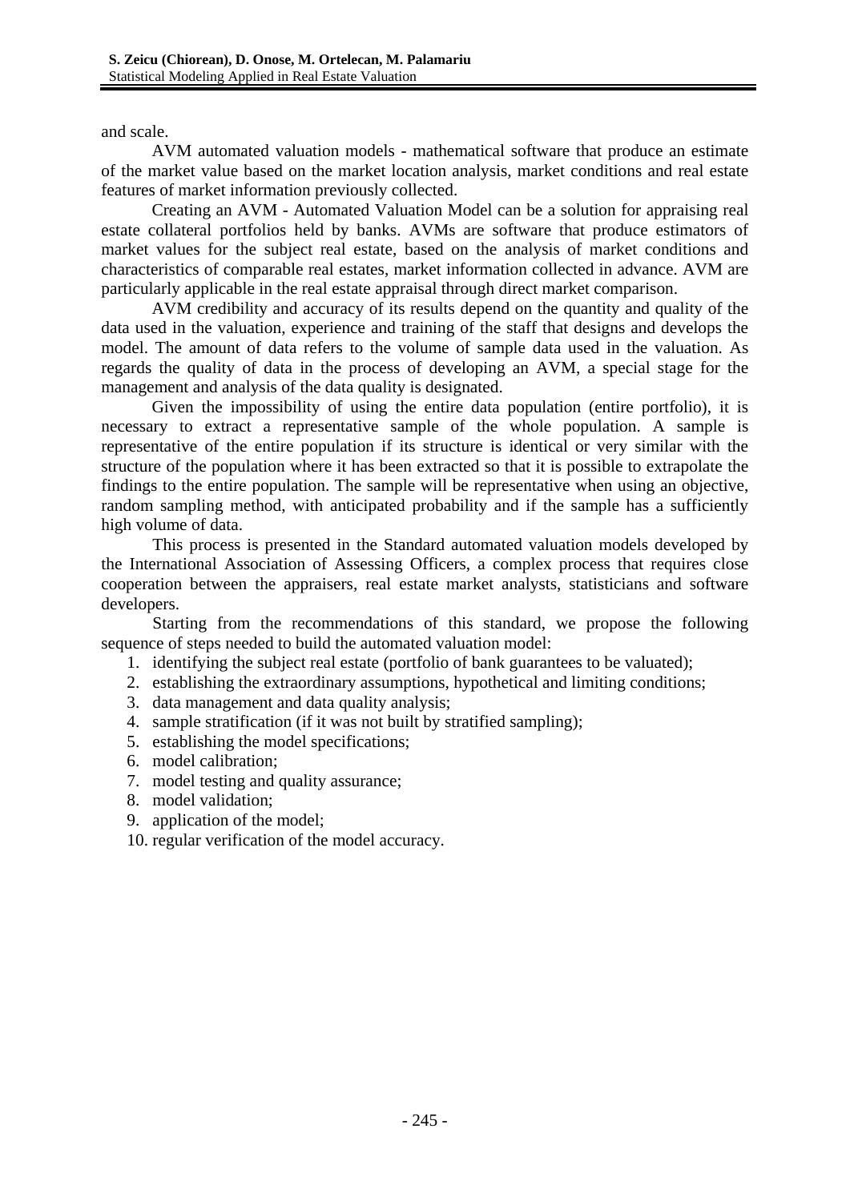and scale.

AVM automated valuation models - mathematical software that produce an estimate of the market value based on the market location analysis, market conditions and real estate features of market information previously collected.

Creating an AVM - Automated Valuation Model can be a solution for appraising real estate collateral portfolios held by banks. AVMs are software that produce estimators of market values for the subject real estate, based on the analysis of market conditions and characteristics of comparable real estates, market information collected in advance. AVM are particularly applicable in the real estate appraisal through direct market comparison.

AVM credibility and accuracy of its results depend on the quantity and quality of the data used in the valuation, experience and training of the staff that designs and develops the model. The amount of data refers to the volume of sample data used in the valuation. As regards the quality of data in the process of developing an AVM, a special stage for the management and analysis of the data quality is designated.

Given the impossibility of using the entire data population (entire portfolio), it is necessary to extract a representative sample of the whole population. A sample is representative of the entire population if its structure is identical or very similar with the structure of the population where it has been extracted so that it is possible to extrapolate the findings to the entire population. The sample will be representative when using an objective, random sampling method, with anticipated probability and if the sample has a sufficiently high volume of data.

This process is presented in the Standard automated valuation models developed by the International Association of Assessing Officers, a complex process that requires close cooperation between the appraisers, real estate market analysts, statisticians and software developers.

Starting from the recommendations of this standard, we propose the following sequence of steps needed to build the automated valuation model:

1. identifying the subject real estate (portfolio of bank guarantees to be valuated);
2. establishing the extraordinary assumptions, hypothetical and limiting conditions;
3. data management and data quality analysis;
4. sample stratification (if it was not built by stratified sampling);
5. establishing the model specifications;
6. model calibration;
7. model testing and quality assurance;
8. model validation;
9. application of the model;
10. regular verification of the model accuracy.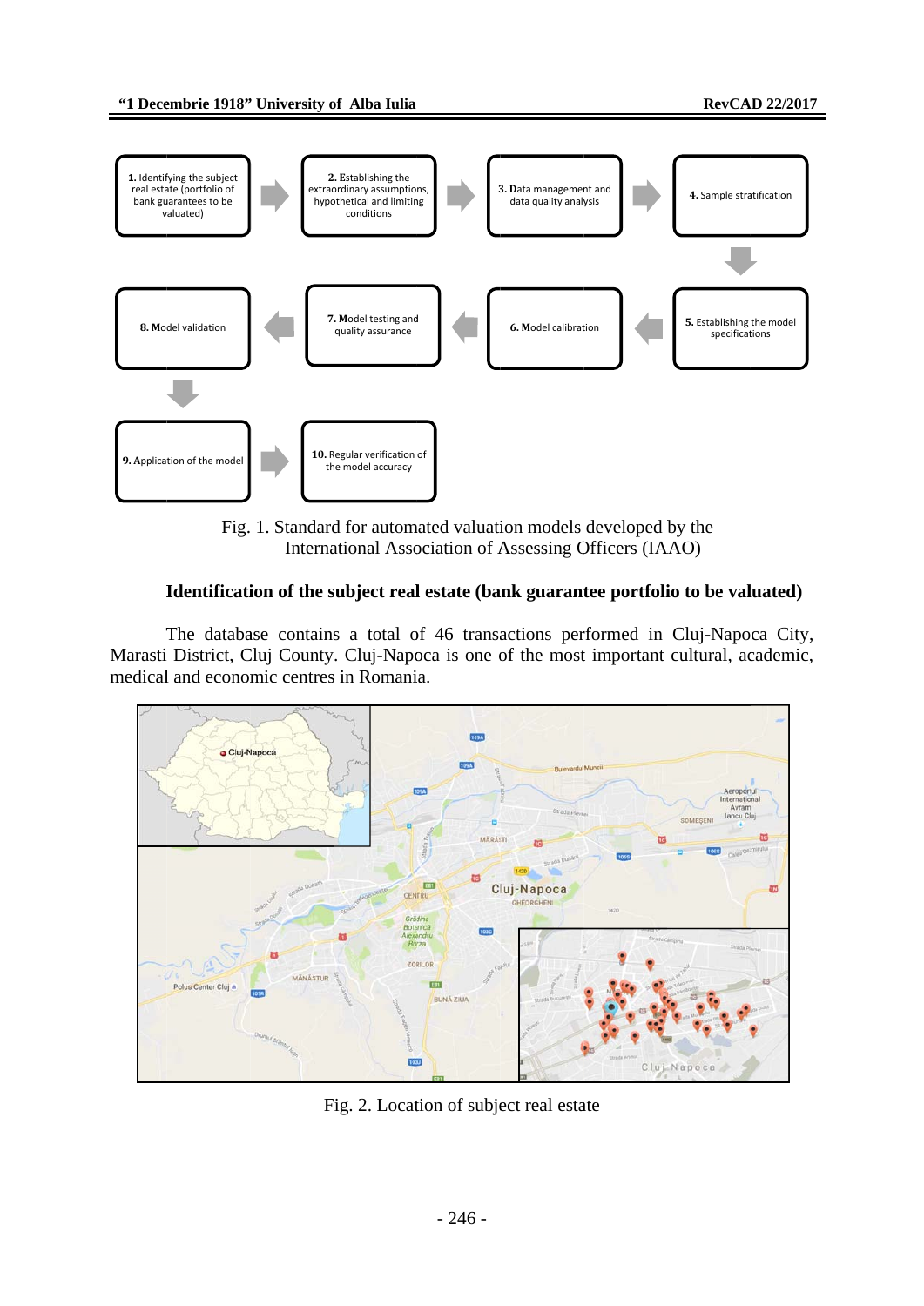1. Identifying the subject real estate (portfolio of bank guarantees to be valuated)
2. Establishing the extraordinary assumptions, hypothetical and limiting conditions
3. Data management and data quality analysis
4. Sample stratification
5. Establishing the model specifications
6. Model calibration
7. Model testing and quality assurance
8. Model validation
9. Application of the model
10. Regular verification of the model accuracy

Fig. 1. Standard for automated valuation models developed by the International Association of Assessing Officers (IAAO)

## Identification of the subject real estate (bank guarantee portfolio to be valuated)

The database contains a total of 46 transactions performed in Cluj-Napoca City, Marasti District, Cluj County. Cluj-Napoca is one of the most important cultural, academic, medical and economic centres in Romania.

Fig. 2. Location of subject real estate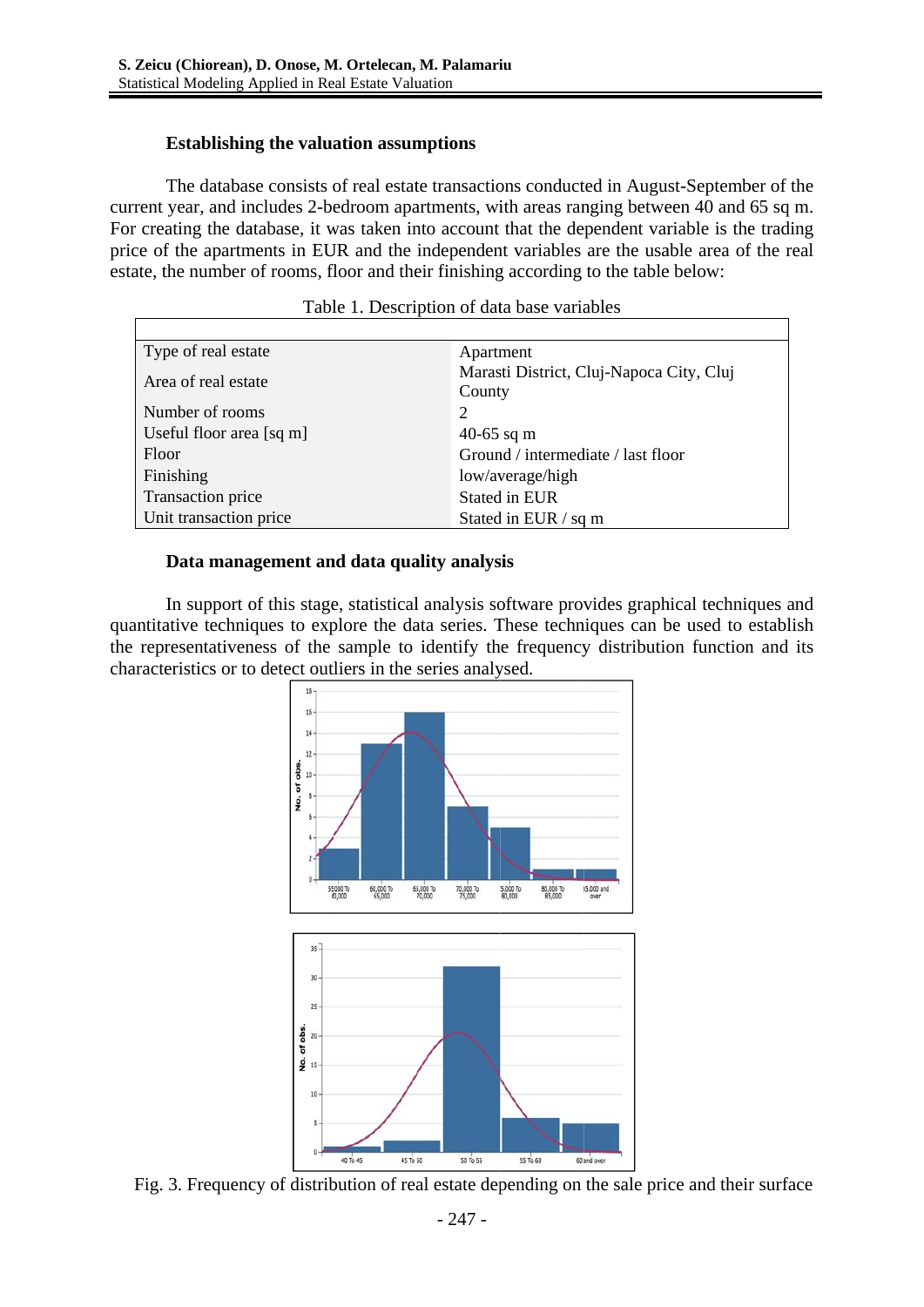### Establishing the valuation assumptions

The database consists of real estate transactions conducted in August-September of the current year, and includes 2-bedroom apartments, with areas ranging between 40 and 65 sq m. For creating the database, it was taken into account that the dependent variable is the trading price of the apartments in EUR and the independent variables are the usable area of the real estate, the number of rooms, floor and their finishing according to the table below:

Table 1. Description of data base variables

| | |
|---|---|
| Type of real estate | Apartment |
| Area of real estate | Marasti District, Cluj-Napoca City, Cluj County |
| Number of rooms | 2 |
| Useful floor area [sq m] | 40-65 sq m |
| Floor | Ground / intermediate / last floor |
| Finishing | low/average/high |
| Transaction price | Stated in EUR |
| Unit transaction price | Stated in EUR / sq m |

### Data management and data quality analysis

In support of this stage, statistical analysis software provides graphical techniques and quantitative techniques to explore the data series. These techniques can be used to establish the representativeness of the sample to identify the frequency distribution function and its characteristics or to detect outliers in the series analysed.

Fig. 3. Frequency of distribution of real estate depending on the sale price and their surface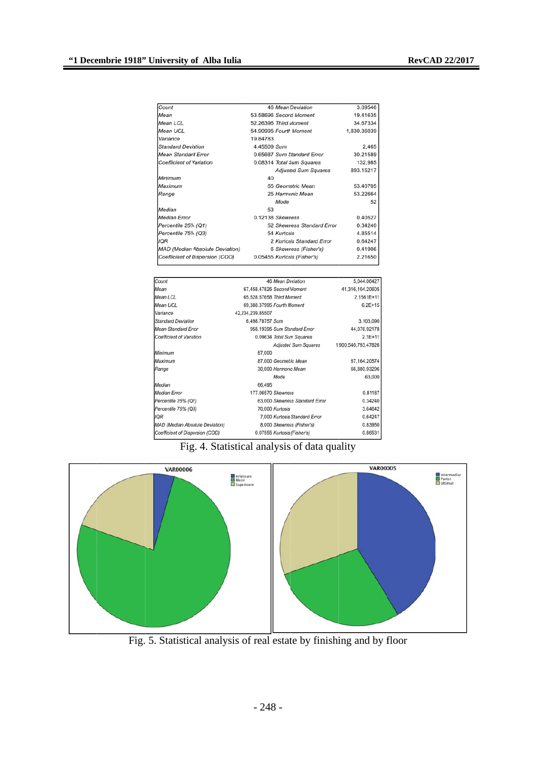| Count | 46 | Mean Deviation | 3.09546 |
|---|---|---|---|
| Mean | 53.58696 | Second Moment | 19.41635 |
| Mean LCL | 52.26396 | Third Moment | 34.67334 |
| Mean UCL | 54.90995 | Fourth Moment | 1,830.36039 |
| Variance | 19.84783 | | |
| Standard Deviation | 4.45509 | Sum | 2,465 |
| Mean Standard Error | 0.65687 | Sum Standard Error | 30.21589 |
| Coefficient of Variation | 0.08314 | Total Sum Squares | 132,985 |
| | | Adjusted Sum Squares | 893.15217 |
| Minimum | 40 | | |
| Maximum | 65 | Geometric Mean | 53.40705 |
| Range | 25 | Harmonic Mean | 53.22664 |
| | | Mode | 52 |
| Median | 53 | | |
| Median Error | 0.12138 | Skewness | 0.40527 |
| Percentile 25% (Q1) | 52 | Skewness Standard Error | 0.34240 |
| Percentile 75% (Q3) | 54 | Kurtosis | 4.85514 |
| IQR | 2 | Kurtosis Standard Error | 0.64247 |
| MAD (Median Absolute Deviation) | 6 | Skewness (Fisher's) | 0.41906 |
| Coefficient of Dispersion (COD) | 0.05455 | Kurtosis (Fisher's) | 2.21650 |

| Count | 46 | Mean Deviation | 5,044.06427 |
|---|---|---|---|
| Mean | 67,458.47826 | Second Moment | 41,316,104.20605 |
| Mean LCL | 65,528.57658 | Third Moment | 2.1561E+11 |
| Mean UCL | 69,388.37995 | Fourth Moment | 6.2E+15 |
| Variance | 42,234,239.85507 | | |
| Standard Deviation | 6,498.78757 | Sum | 3,103,090 |
| Mean Standard Error | 958.19395 | Sum Standard Error | 44,076.92178 |
| Coefficient of Variation | 0.09634 | Total Sum Squares | 2.1E+11 |
| | | Adjusted Sum Squares | 1900,540,793.47826 |
| Minimum | 57,000 | | |
| Maximum | 87,000 | Geometric Mean | 67,164.20574 |
| Range | 30,000 | Harmonic Mean | 66,880.93296 |
| | | Mode | 63,000 |
| Median | 66,495 | | |
| Median Error | 177.06570 | Skewness | 0.81187 |
| Percentile 25% (Q1) | 63,000 | Skewness Standard Error | 0.34240 |
| Percentile 75% (Q3) | 70,000 | Kurtosis | 3.64642 |
| IQR | 7,000 | Kurtosis Standard Error | 0.64247 |
| MAD (Median Absolute Deviation) | 8,000 | Skewness (Fisher's) | 0.83950 |
| Coefficient of Dispersion (COD) | 0.07555 | Kurtosis (Fisher's) | 0.86531 |

Fig. 4. Statistical analysis of data quality

Fig. 5. Statistical analysis of real estate by finishing and by floor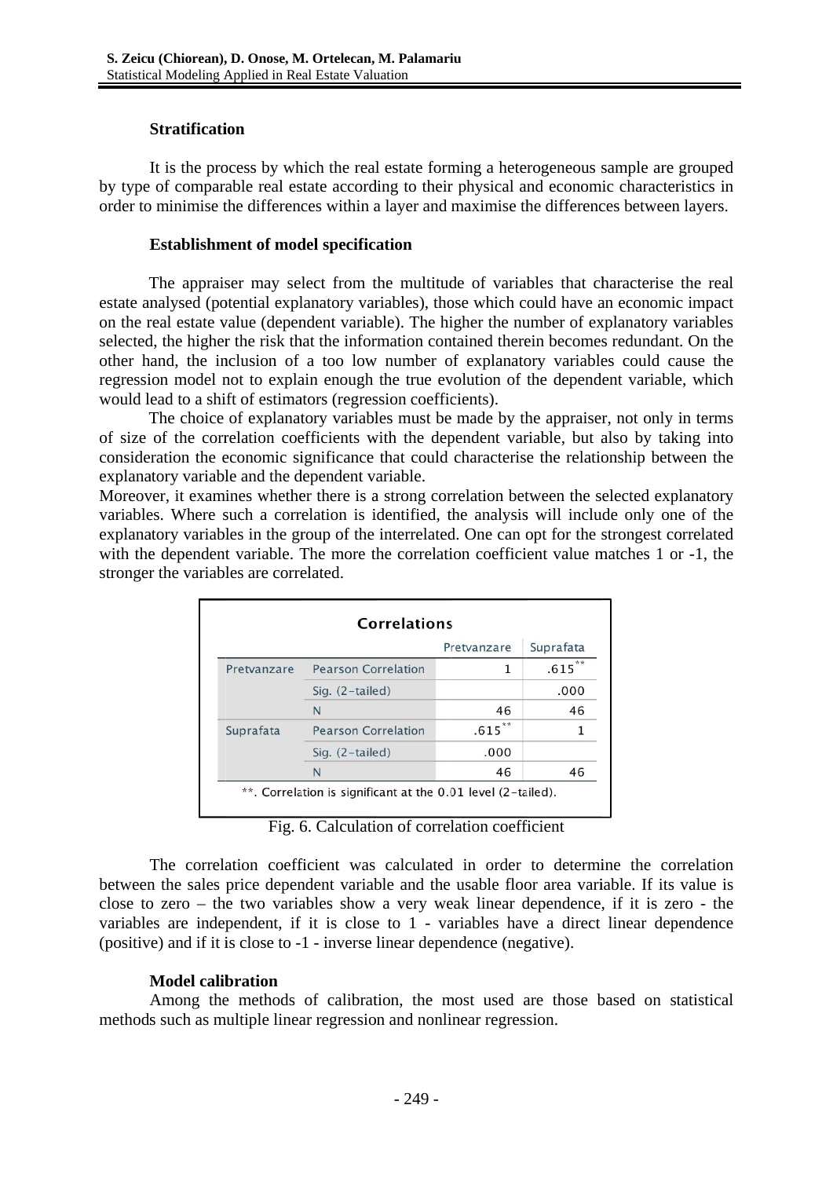### Stratification

It is the process by which the real estate forming a heterogeneous sample are grouped by type of comparable real estate according to their physical and economic characteristics in order to minimise the differences within a layer and maximise the differences between layers.

### Establishment of model specification

The appraiser may select from the multitude of variables that characterise the real estate analysed (potential explanatory variables), those which could have an economic impact on the real estate value (dependent variable). The higher the number of explanatory variables selected, the higher the risk that the information contained therein becomes redundant. On the other hand, the inclusion of a too low number of explanatory variables could cause the regression model not to explain enough the true evolution of the dependent variable, which would lead to a shift of estimators (regression coefficients).

The choice of explanatory variables must be made by the appraiser, not only in terms of size of the correlation coefficients with the dependent variable, but also by taking into consideration the economic significance that could characterise the relationship between the explanatory variable and the dependent variable.

Moreover, it examines whether there is a strong correlation between the selected explanatory variables. Where such a correlation is identified, the analysis will include only one of the explanatory variables in the group of the interrelated. One can opt for the strongest correlated with the dependent variable. The more the correlation coefficient value matches 1 or -1, the stronger the variables are correlated.

**Correlations**

| | | Pretvanzare | Suprafata |
|---|---|---|---|
| Pretvanzare | Pearson Correlation | 1 | .615** |
| | Sig. (2-tailed) | | .000 |
| | N | 46 | 46 |
| Suprafata | Pearson Correlation | .615** | 1 |
| | Sig. (2-tailed) | .000 | |
| | N | 46 | 46 |

**. Correlation is significant at the 0.01 level (2-tailed).

Fig. 6. Calculation of correlation coefficient

The correlation coefficient was calculated in order to determine the correlation between the sales price dependent variable and the usable floor area variable. If its value is close to zero – the two variables show a very weak linear dependence, if it is zero - the variables are independent, if it is close to 1 - variables have a direct linear dependence (positive) and if it is close to -1 - inverse linear dependence (negative).

### Model calibration

Among the methods of calibration, the most used are those based on statistical methods such as multiple linear regression and nonlinear regression.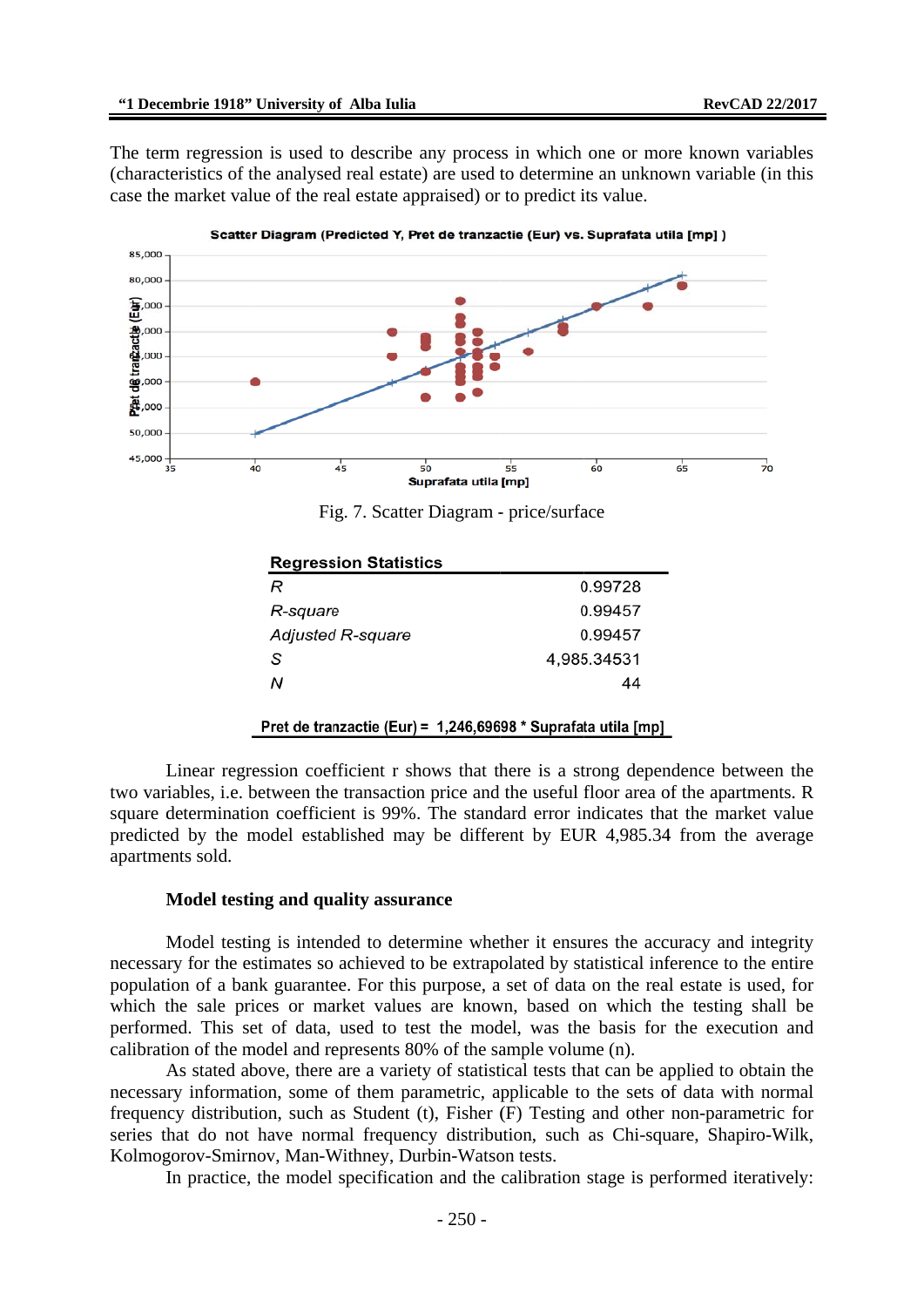The term regression is used to describe any process in which one or more known variables (characteristics of the analysed real estate) are used to determine an unknown variable (in this case the market value of the real estate appraised) or to predict its value.

Fig. 7. Scatter Diagram - price/surface

| Regression Statistics | |
|---|---|
| *R* | 0.99728 |
| *R-square* | 0.99457 |
| *Adjusted R-square* | 0.99457 |
| *S* | 4,985.34531 |
| *N* | 44 |

**Pret de tranzactie (Eur) = 1,246,69698 * Suprafata utila [mp]**

Linear regression coefficient r shows that there is a strong dependence between the two variables, i.e. between the transaction price and the useful floor area of the apartments. R square determination coefficient is 99%. The standard error indicates that the market value predicted by the model established may be different by EUR 4,985.34 from the average apartments sold.

**Model testing and quality assurance**

Model testing is intended to determine whether it ensures the accuracy and integrity necessary for the estimates so achieved to be extrapolated by statistical inference to the entire population of a bank guarantee. For this purpose, a set of data on the real estate is used, for which the sale prices or market values are known, based on which the testing shall be performed. This set of data, used to test the model, was the basis for the execution and calibration of the model and represents 80% of the sample volume (n).

As stated above, there are a variety of statistical tests that can be applied to obtain the necessary information, some of them parametric, applicable to the sets of data with normal frequency distribution, such as Student (t), Fisher (F) Testing and other non-parametric for series that do not have normal frequency distribution, such as Chi-square, Shapiro-Wilk, Kolmogorov-Smirnov, Man-Withney, Durbin-Watson tests.

In practice, the model specification and the calibration stage is performed iteratively: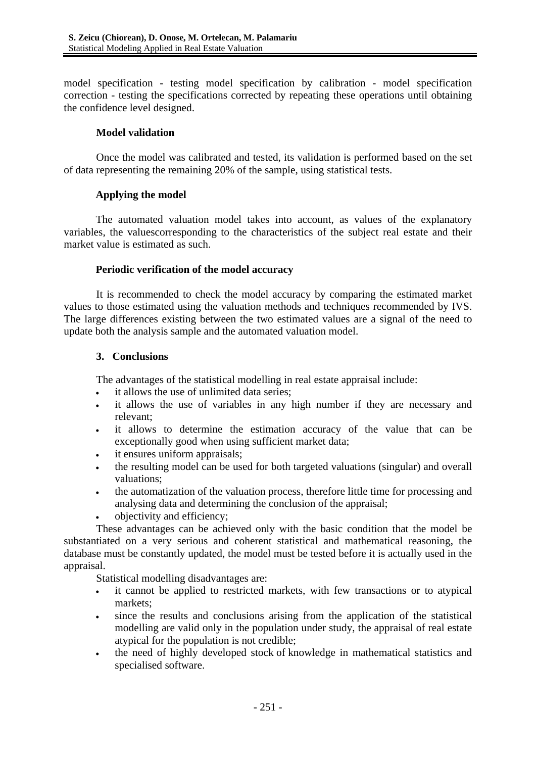model specification - testing model specification by calibration - model specification correction - testing the specifications corrected by repeating these operations until obtaining the confidence level designed.

**Model validation**

Once the model was calibrated and tested, its validation is performed based on the set of data representing the remaining 20% of the sample, using statistical tests.

**Applying the model**

The automated valuation model takes into account, as values of the explanatory variables, the valuescorresponding to the characteristics of the subject real estate and their market value is estimated as such.

**Periodic verification of the model accuracy**

It is recommended to check the model accuracy by comparing the estimated market values to those estimated using the valuation methods and techniques recommended by IVS. The large differences existing between the two estimated values are a signal of the need to update both the analysis sample and the automated valuation model.

## 3. Conclusions

The advantages of the statistical modelling in real estate appraisal include:

- it allows the use of unlimited data series;
- it allows the use of variables in any high number if they are necessary and relevant;
- it allows to determine the estimation accuracy of the value that can be exceptionally good when using sufficient market data;
- it ensures uniform appraisals;
- the resulting model can be used for both targeted valuations (singular) and overall valuations;
- the automatization of the valuation process, therefore little time for processing and analysing data and determining the conclusion of the appraisal;
- objectivity and efficiency;

These advantages can be achieved only with the basic condition that the model be substantiated on a very serious and coherent statistical and mathematical reasoning, the database must be constantly updated, the model must be tested before it is actually used in the appraisal.

Statistical modelling disadvantages are:

- it cannot be applied to restricted markets, with few transactions or to atypical markets;
- since the results and conclusions arising from the application of the statistical modelling are valid only in the population under study, the appraisal of real estate atypical for the population is not credible;
- the need of highly developed stock of knowledge in mathematical statistics and specialised software.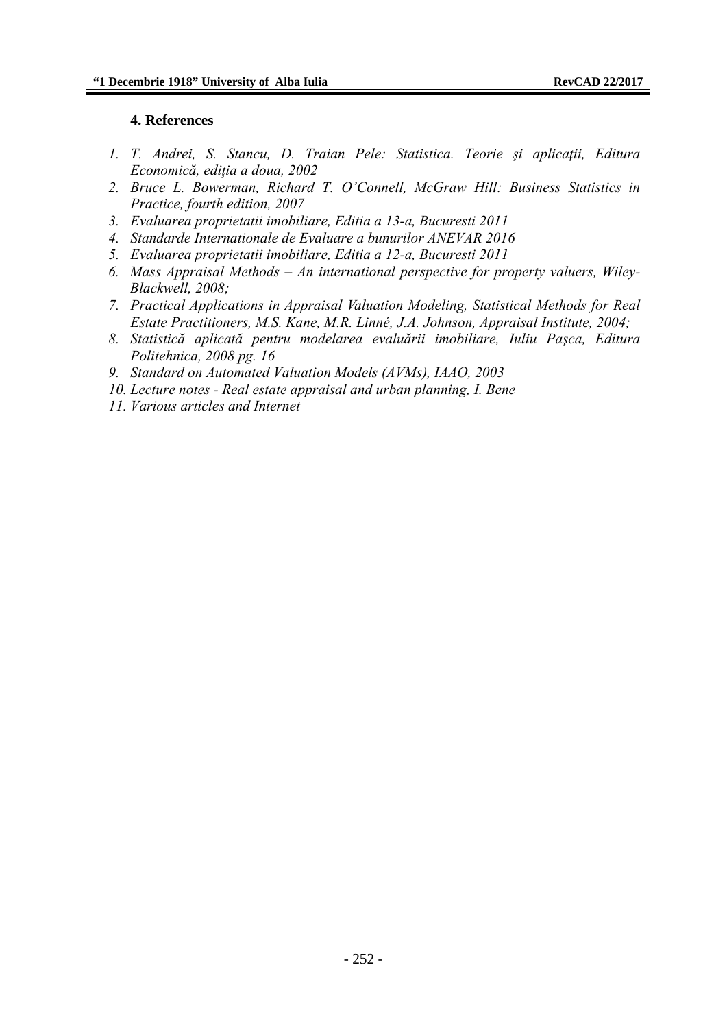## 4. References

1. *T. Andrei, S. Stancu, D. Traian Pele: Statistica. Teorie şi aplicaţii, Editura Economică, ediţia a doua, 2002*
2. *Bruce L. Bowerman, Richard T. O'Connell, McGraw Hill: Business Statistics in Practice, fourth edition, 2007*
3. *Evaluarea proprietatii imobiliare, Editia a 13-a, Bucuresti 2011*
4. *Standarde Internationale de Evaluare a bunurilor ANEVAR 2016*
5. *Evaluarea proprietatii imobiliare, Editia a 12-a, Bucuresti 2011*
6. *Mass Appraisal Methods – An international perspective for property valuers, Wiley-Blackwell, 2008;*
7. *Practical Applications in Appraisal Valuation Modeling, Statistical Methods for Real Estate Practitioners, M.S. Kane, M.R. Linné, J.A. Johnson, Appraisal Institute, 2004;*
8. *Statistică aplicată pentru modelarea evaluării imobiliare, Iuliu Paşca, Editura Politehnica, 2008 pg. 16*
9. *Standard on Automated Valuation Models (AVMs), IAAO, 2003*
10. *Lecture notes - Real estate appraisal and urban planning, I. Bene*
11. *Various articles and Internet*